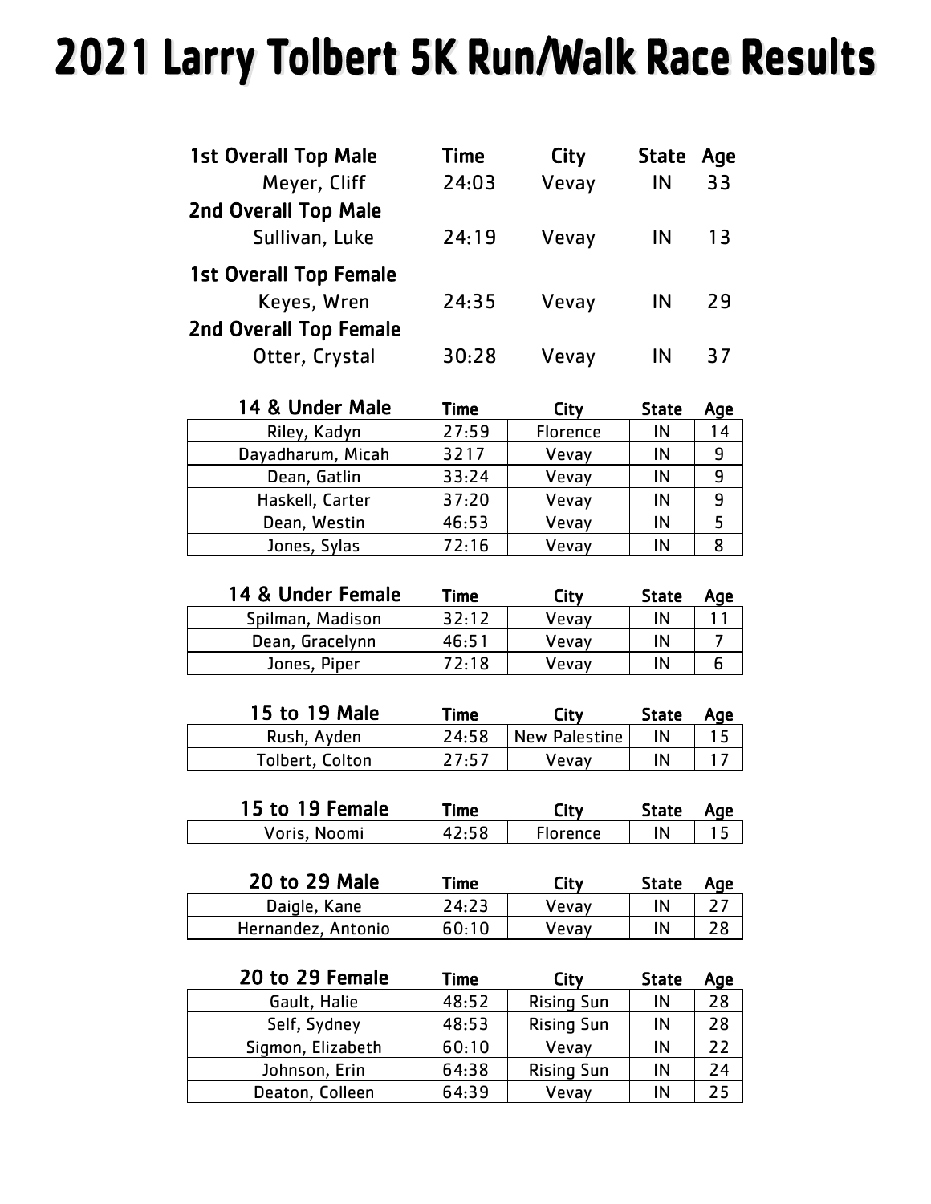# 2021 Larry Tolbert 5K Run/Walk Race Results

| 1st Overall Top Male | Time | City | State | Age |
|---|---|---|---|---|
| Meyer, Cliff | 24:03 | Vevay | IN | 33 |
| **2nd Overall Top Male** | | | | |
| Sullivan, Luke | 24:19 | Vevay | IN | 13 |
| **1st Overall Top Female** | | | | |
| Keyes, Wren | 24:35 | Vevay | IN | 29 |
| **2nd Overall Top Female** | | | | |
| Otter, Crystal | 30:28 | Vevay | IN | 37 |

| 14 & Under Male | Time | City | State | Age |
|---|---|---|---|---|
| Riley, Kadyn | 27:59 | Florence | IN | 14 |
| Dayadharum, Micah | 3217 | Vevay | IN | 9 |
| Dean, Gatlin | 33:24 | Vevay | IN | 9 |
| Haskell, Carter | 37:20 | Vevay | IN | 9 |
| Dean, Westin | 46:53 | Vevay | IN | 5 |
| Jones, Sylas | 72:16 | Vevay | IN | 8 |

| 14 & Under Female | Time | City | State | Age |
|---|---|---|---|---|
| Spilman, Madison | 32:12 | Vevay | IN | 11 |
| Dean, Gracelynn | 46:51 | Vevay | IN | 7 |
| Jones, Piper | 72:18 | Vevay | IN | 6 |

| 15 to 19 Male | Time | City | State | Age |
|---|---|---|---|---|
| Rush, Ayden | 24:58 | New Palestine | IN | 15 |
| Tolbert, Colton | 27:57 | Vevay | IN | 17 |

| 15 to 19 Female | Time | City | State | Age |
|---|---|---|---|---|
| Voris, Noomi | 42:58 | Florence | IN | 15 |

| 20 to 29 Male | Time | City | State | Age |
|---|---|---|---|---|
| Daigle, Kane | 24:23 | Vevay | IN | 27 |
| Hernandez, Antonio | 60:10 | Vevay | IN | 28 |

| 20 to 29 Female | Time | City | State | Age |
|---|---|---|---|---|
| Gault, Halie | 48:52 | Rising Sun | IN | 28 |
| Self, Sydney | 48:53 | Rising Sun | IN | 28 |
| Sigmon, Elizabeth | 60:10 | Vevay | IN | 22 |
| Johnson, Erin | 64:38 | Rising Sun | IN | 24 |
| Deaton, Colleen | 64:39 | Vevay | IN | 25 |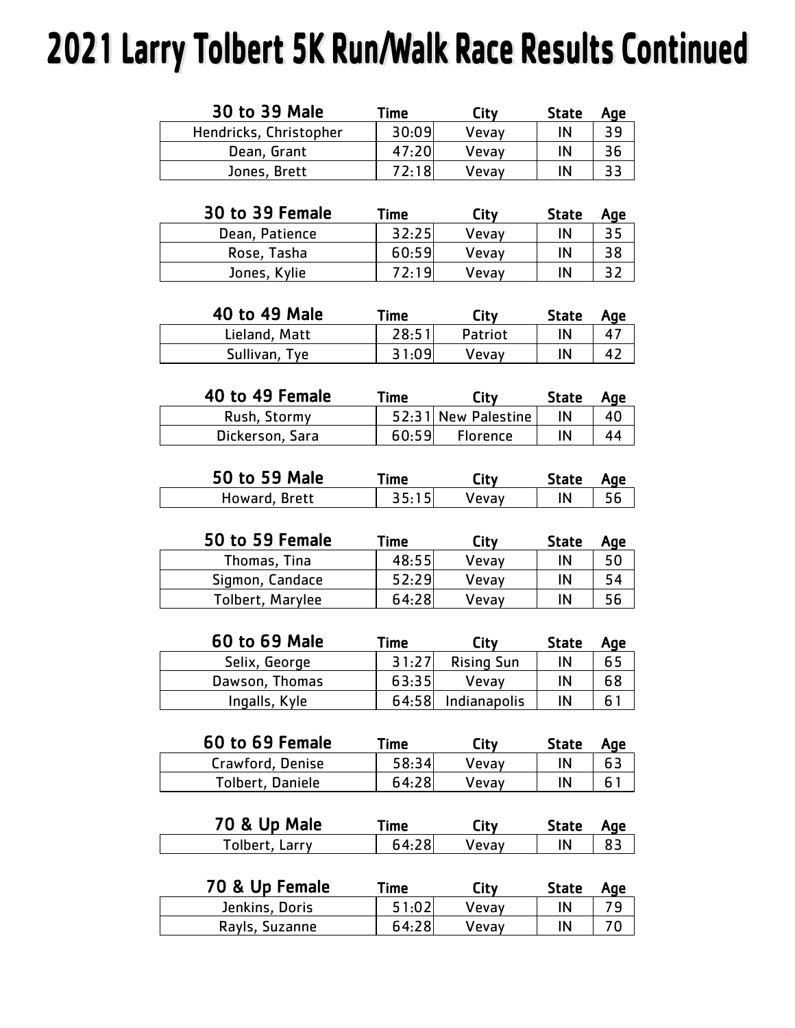# 2021 Larry Tolbert 5K Run/Walk Race Results Continued

| 30 to 39 Male | Time | City | State | Age |
|---|---|---|---|---|
| Hendricks, Christopher | 30:09 | Vevay | IN | 39 |
| Dean, Grant | 47:20 | Vevay | IN | 36 |
| Jones, Brett | 72:18 | Vevay | IN | 33 |

| 30 to 39 Female | Time | City | State | Age |
|---|---|---|---|---|
| Dean, Patience | 32:25 | Vevay | IN | 35 |
| Rose, Tasha | 60:59 | Vevay | IN | 38 |
| Jones, Kylie | 72:19 | Vevay | IN | 32 |

| 40 to 49 Male | Time | City | State | Age |
|---|---|---|---|---|
| Lieland, Matt | 28:51 | Patriot | IN | 47 |
| Sullivan, Tye | 31:09 | Vevay | IN | 42 |

| 40 to 49 Female | Time | City | State | Age |
|---|---|---|---|---|
| Rush, Stormy | 52:31 | New Palestine | IN | 40 |
| Dickerson, Sara | 60:59 | Florence | IN | 44 |

| 50 to 59 Male | Time | City | State | Age |
|---|---|---|---|---|
| Howard, Brett | 35:15 | Vevay | IN | 56 |

| 50 to 59 Female | Time | City | State | Age |
|---|---|---|---|---|
| Thomas, Tina | 48:55 | Vevay | IN | 50 |
| Sigmon, Candace | 52:29 | Vevay | IN | 54 |
| Tolbert, Marylee | 64:28 | Vevay | IN | 56 |

| 60 to 69 Male | Time | City | State | Age |
|---|---|---|---|---|
| Selix, George | 31:27 | Rising Sun | IN | 65 |
| Dawson, Thomas | 63:35 | Vevay | IN | 68 |
| Ingalls, Kyle | 64:58 | Indianapolis | IN | 61 |

| 60 to 69 Female | Time | City | State | Age |
|---|---|---|---|---|
| Crawford, Denise | 58:34 | Vevay | IN | 63 |
| Tolbert, Daniele | 64:28 | Vevay | IN | 61 |

| 70 & Up Male | Time | City | State | Age |
|---|---|---|---|---|
| Tolbert, Larry | 64:28 | Vevay | IN | 83 |

| 70 & Up Female | Time | City | State | Age |
|---|---|---|---|---|
| Jenkins, Doris | 51:02 | Vevay | IN | 79 |
| Rayls, Suzanne | 64:28 | Vevay | IN | 70 |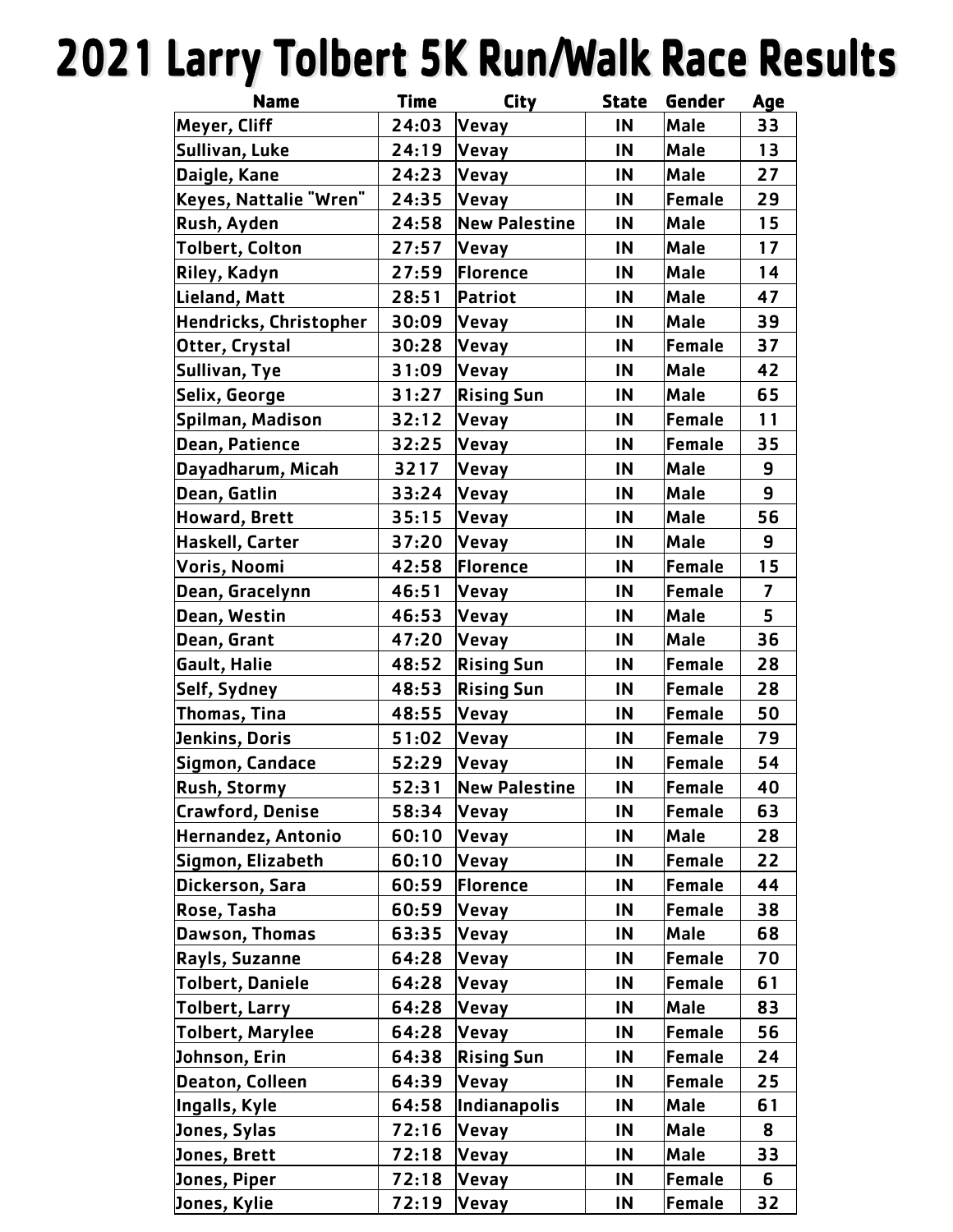# 2021 Larry Tolbert 5K Run/Walk Race Results

| Name | Time | City | State | Gender | Age |
|---|---|---|---|---|---|
| Meyer, Cliff | 24:03 | Vevay | IN | Male | 33 |
| Sullivan, Luke | 24:19 | Vevay | IN | Male | 13 |
| Daigle, Kane | 24:23 | Vevay | IN | Male | 27 |
| Keyes, Nattalie "Wren" | 24:35 | Vevay | IN | Female | 29 |
| Rush, Ayden | 24:58 | New Palestine | IN | Male | 15 |
| Tolbert, Colton | 27:57 | Vevay | IN | Male | 17 |
| Riley, Kadyn | 27:59 | Florence | IN | Male | 14 |
| Lieland, Matt | 28:51 | Patriot | IN | Male | 47 |
| Hendricks, Christopher | 30:09 | Vevay | IN | Male | 39 |
| Otter, Crystal | 30:28 | Vevay | IN | Female | 37 |
| Sullivan, Tye | 31:09 | Vevay | IN | Male | 42 |
| Selix, George | 31:27 | Rising Sun | IN | Male | 65 |
| Spilman, Madison | 32:12 | Vevay | IN | Female | 11 |
| Dean, Patience | 32:25 | Vevay | IN | Female | 35 |
| Dayadharum, Micah | 3217 | Vevay | IN | Male | 9 |
| Dean, Gatlin | 33:24 | Vevay | IN | Male | 9 |
| Howard, Brett | 35:15 | Vevay | IN | Male | 56 |
| Haskell, Carter | 37:20 | Vevay | IN | Male | 9 |
| Voris, Noomi | 42:58 | Florence | IN | Female | 15 |
| Dean, Gracelynn | 46:51 | Vevay | IN | Female | 7 |
| Dean, Westin | 46:53 | Vevay | IN | Male | 5 |
| Dean, Grant | 47:20 | Vevay | IN | Male | 36 |
| Gault, Halie | 48:52 | Rising Sun | IN | Female | 28 |
| Self, Sydney | 48:53 | Rising Sun | IN | Female | 28 |
| Thomas, Tina | 48:55 | Vevay | IN | Female | 50 |
| Jenkins, Doris | 51:02 | Vevay | IN | Female | 79 |
| Sigmon, Candace | 52:29 | Vevay | IN | Female | 54 |
| Rush, Stormy | 52:31 | New Palestine | IN | Female | 40 |
| Crawford, Denise | 58:34 | Vevay | IN | Female | 63 |
| Hernandez, Antonio | 60:10 | Vevay | IN | Male | 28 |
| Sigmon, Elizabeth | 60:10 | Vevay | IN | Female | 22 |
| Dickerson, Sara | 60:59 | Florence | IN | Female | 44 |
| Rose, Tasha | 60:59 | Vevay | IN | Female | 38 |
| Dawson, Thomas | 63:35 | Vevay | IN | Male | 68 |
| Rayls, Suzanne | 64:28 | Vevay | IN | Female | 70 |
| Tolbert, Daniele | 64:28 | Vevay | IN | Female | 61 |
| Tolbert, Larry | 64:28 | Vevay | IN | Male | 83 |
| Tolbert, Marylee | 64:28 | Vevay | IN | Female | 56 |
| Johnson, Erin | 64:38 | Rising Sun | IN | Female | 24 |
| Deaton, Colleen | 64:39 | Vevay | IN | Female | 25 |
| Ingalls, Kyle | 64:58 | Indianapolis | IN | Male | 61 |
| Jones, Sylas | 72:16 | Vevay | IN | Male | 8 |
| Jones, Brett | 72:18 | Vevay | IN | Male | 33 |
| Jones, Piper | 72:18 | Vevay | IN | Female | 6 |
| Jones, Kylie | 72:19 | Vevay | IN | Female | 32 |